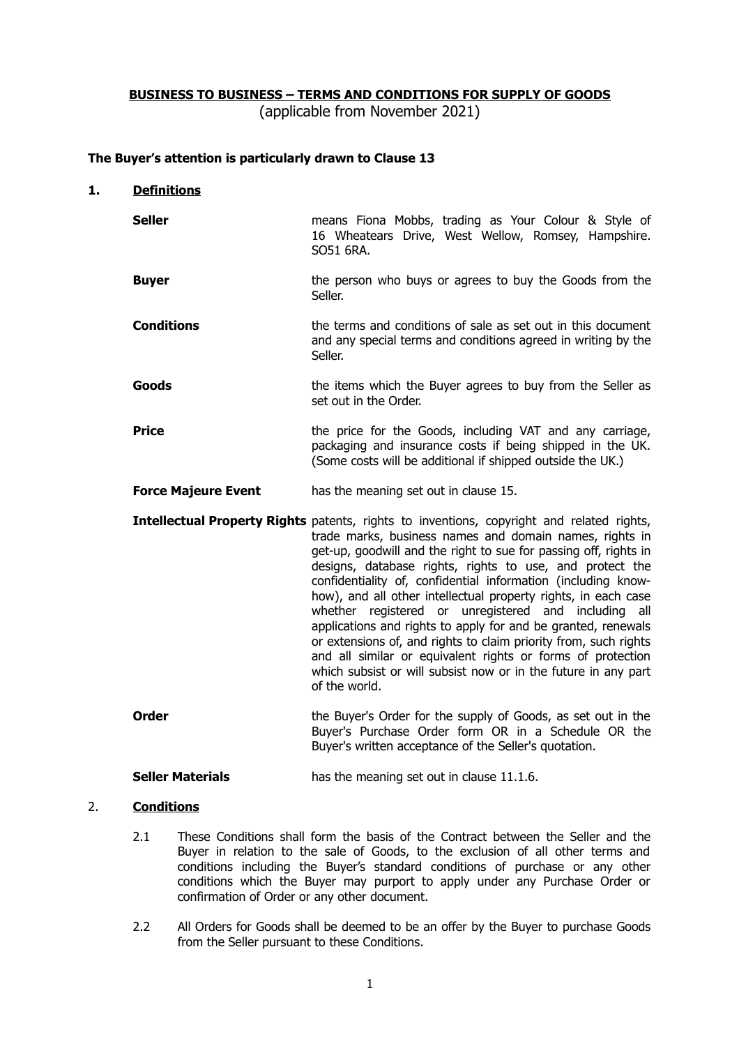# BUSINESS TO BUSINESS – TERMS AND CONDITIONS FOR SUPPLY OF GOODS

(applicable from November 2021)

**The Buyer's attention is particularly drawn to Clause 13**

## 1. Definitions

| | |
|---|---|
| **Seller** | means Fiona Mobbs, trading as Your Colour & Style of 16 Wheatears Drive, West Wellow, Romsey, Hampshire. SO51 6RA. |
| **Buyer** | the person who buys or agrees to buy the Goods from the Seller. |
| **Conditions** | the terms and conditions of sale as set out in this document and any special terms and conditions agreed in writing by the Seller. |
| **Goods** | the items which the Buyer agrees to buy from the Seller as set out in the Order. |
| **Price** | the price for the Goods, including VAT and any carriage, packaging and insurance costs if being shipped in the UK. (Some costs will be additional if shipped outside the UK.) |
| **Force Majeure Event** | has the meaning set out in clause 15. |
| **Intellectual Property Rights** | patents, rights to inventions, copyright and related rights, trade marks, business names and domain names, rights in get-up, goodwill and the right to sue for passing off, rights in designs, database rights, rights to use, and protect the confidentiality of, confidential information (including know-how), and all other intellectual property rights, in each case whether registered or unregistered and including all applications and rights to apply for and be granted, renewals or extensions of, and rights to claim priority from, such rights and all similar or equivalent rights or forms of protection which subsist or will subsist now or in the future in any part of the world. |
| **Order** | the Buyer's Order for the supply of Goods, as set out in the Buyer's Purchase Order form OR in a Schedule OR the Buyer's written acceptance of the Seller's quotation. |
| **Seller Materials** | has the meaning set out in clause 11.1.6. |

## 2. Conditions

2.1 These Conditions shall form the basis of the Contract between the Seller and the Buyer in relation to the sale of Goods, to the exclusion of all other terms and conditions including the Buyer's standard conditions of purchase or any other conditions which the Buyer may purport to apply under any Purchase Order or confirmation of Order or any other document.

2.2 All Orders for Goods shall be deemed to be an offer by the Buyer to purchase Goods from the Seller pursuant to these Conditions.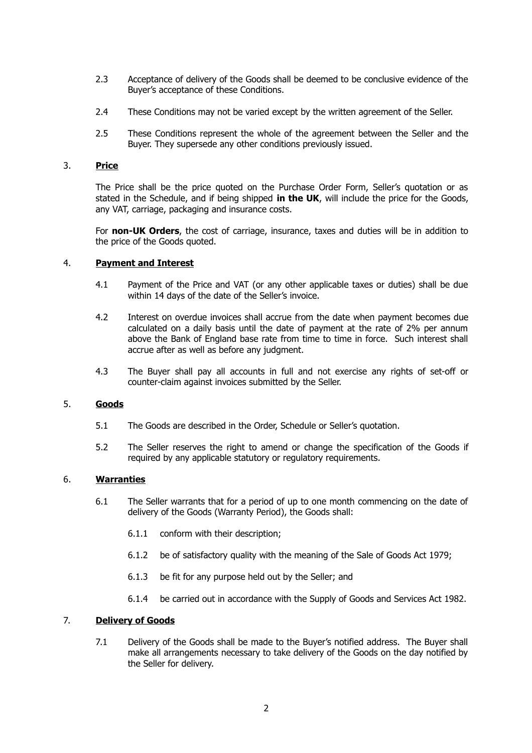2.3 Acceptance of delivery of the Goods shall be deemed to be conclusive evidence of the Buyer's acceptance of these Conditions.

2.4 These Conditions may not be varied except by the written agreement of the Seller.

2.5 These Conditions represent the whole of the agreement between the Seller and the Buyer. They supersede any other conditions previously issued.

## 3. Price

The Price shall be the price quoted on the Purchase Order Form, Seller's quotation or as stated in the Schedule, and if being shipped **in the UK**, will include the price for the Goods, any VAT, carriage, packaging and insurance costs.

For **non-UK Orders**, the cost of carriage, insurance, taxes and duties will be in addition to the price of the Goods quoted.

## 4. Payment and Interest

4.1 Payment of the Price and VAT (or any other applicable taxes or duties) shall be due within 14 days of the date of the Seller's invoice.

4.2 Interest on overdue invoices shall accrue from the date when payment becomes due calculated on a daily basis until the date of payment at the rate of 2% per annum above the Bank of England base rate from time to time in force. Such interest shall accrue after as well as before any judgment.

4.3 The Buyer shall pay all accounts in full and not exercise any rights of set-off or counter-claim against invoices submitted by the Seller.

## 5. Goods

5.1 The Goods are described in the Order, Schedule or Seller's quotation.

5.2 The Seller reserves the right to amend or change the specification of the Goods if required by any applicable statutory or regulatory requirements.

## 6. Warranties

6.1 The Seller warrants that for a period of up to one month commencing on the date of delivery of the Goods (Warranty Period), the Goods shall:

6.1.1 conform with their description;

6.1.2 be of satisfactory quality with the meaning of the Sale of Goods Act 1979;

6.1.3 be fit for any purpose held out by the Seller; and

6.1.4 be carried out in accordance with the Supply of Goods and Services Act 1982.

## 7. Delivery of Goods

7.1 Delivery of the Goods shall be made to the Buyer's notified address. The Buyer shall make all arrangements necessary to take delivery of the Goods on the day notified by the Seller for delivery.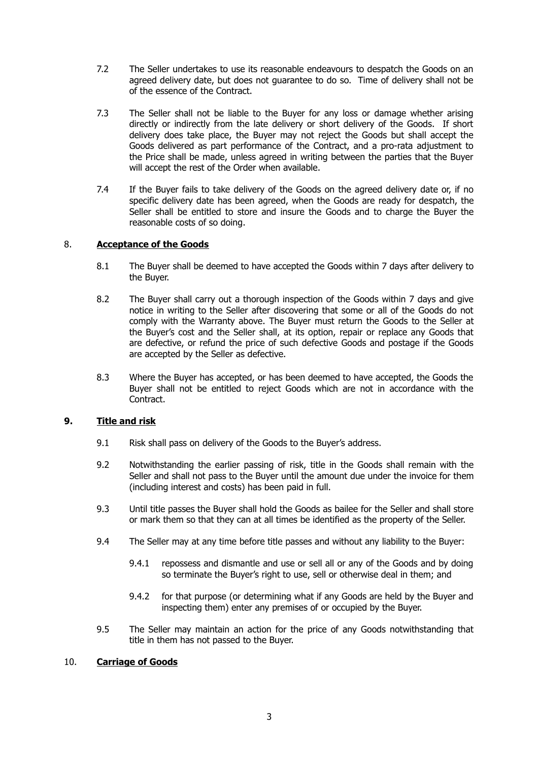7.2 The Seller undertakes to use its reasonable endeavours to despatch the Goods on an agreed delivery date, but does not guarantee to do so. Time of delivery shall not be of the essence of the Contract.

7.3 The Seller shall not be liable to the Buyer for any loss or damage whether arising directly or indirectly from the late delivery or short delivery of the Goods. If short delivery does take place, the Buyer may not reject the Goods but shall accept the Goods delivered as part performance of the Contract, and a pro-rata adjustment to the Price shall be made, unless agreed in writing between the parties that the Buyer will accept the rest of the Order when available.

7.4 If the Buyer fails to take delivery of the Goods on the agreed delivery date or, if no specific delivery date has been agreed, when the Goods are ready for despatch, the Seller shall be entitled to store and insure the Goods and to charge the Buyer the reasonable costs of so doing.

## 8. Acceptance of the Goods

8.1 The Buyer shall be deemed to have accepted the Goods within 7 days after delivery to the Buyer.

8.2 The Buyer shall carry out a thorough inspection of the Goods within 7 days and give notice in writing to the Seller after discovering that some or all of the Goods do not comply with the Warranty above. The Buyer must return the Goods to the Seller at the Buyer's cost and the Seller shall, at its option, repair or replace any Goods that are defective, or refund the price of such defective Goods and postage if the Goods are accepted by the Seller as defective.

8.3 Where the Buyer has accepted, or has been deemed to have accepted, the Goods the Buyer shall not be entitled to reject Goods which are not in accordance with the Contract.

## 9. Title and risk

9.1 Risk shall pass on delivery of the Goods to the Buyer's address.

9.2 Notwithstanding the earlier passing of risk, title in the Goods shall remain with the Seller and shall not pass to the Buyer until the amount due under the invoice for them (including interest and costs) has been paid in full.

9.3 Until title passes the Buyer shall hold the Goods as bailee for the Seller and shall store or mark them so that they can at all times be identified as the property of the Seller.

9.4 The Seller may at any time before title passes and without any liability to the Buyer:

9.4.1 repossess and dismantle and use or sell all or any of the Goods and by doing so terminate the Buyer's right to use, sell or otherwise deal in them; and

9.4.2 for that purpose (or determining what if any Goods are held by the Buyer and inspecting them) enter any premises of or occupied by the Buyer.

9.5 The Seller may maintain an action for the price of any Goods notwithstanding that title in them has not passed to the Buyer.

## 10. Carriage of Goods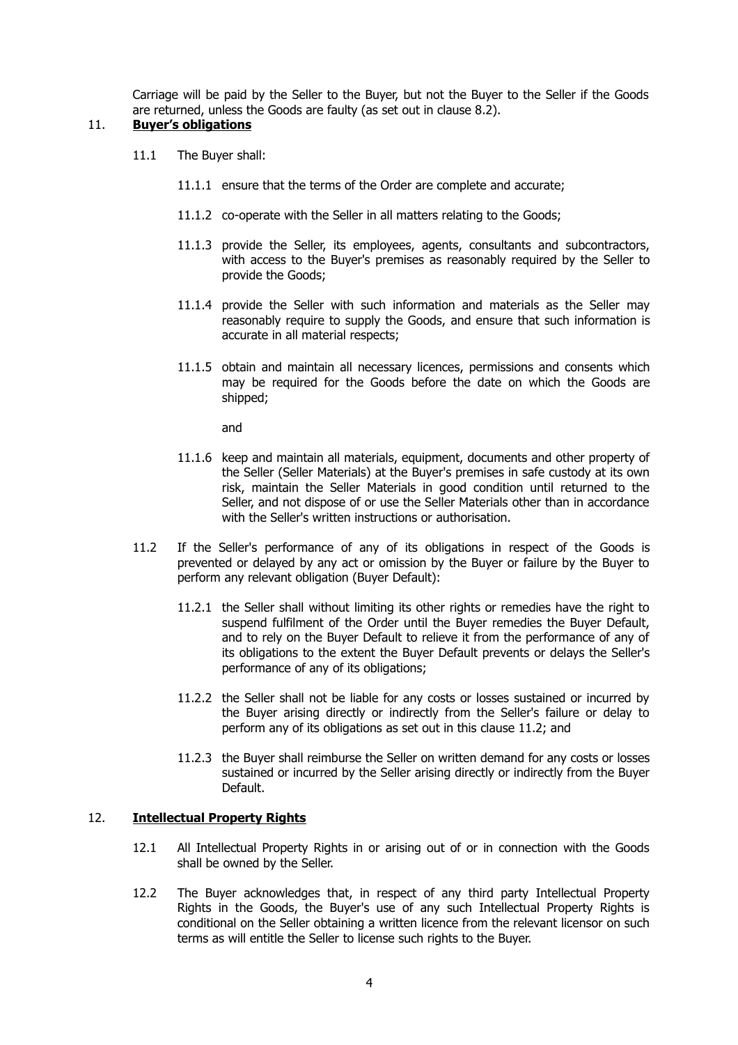Carriage will be paid by the Seller to the Buyer, but not the Buyer to the Seller if the Goods are returned, unless the Goods are faulty (as set out in clause 8.2).

## 11. **Buyer's obligations**

11.1 The Buyer shall:

11.1.1 ensure that the terms of the Order are complete and accurate;

11.1.2 co-operate with the Seller in all matters relating to the Goods;

11.1.3 provide the Seller, its employees, agents, consultants and subcontractors, with access to the Buyer's premises as reasonably required by the Seller to provide the Goods;

11.1.4 provide the Seller with such information and materials as the Seller may reasonably require to supply the Goods, and ensure that such information is accurate in all material respects;

11.1.5 obtain and maintain all necessary licences, permissions and consents which may be required for the Goods before the date on which the Goods are shipped;

and

11.1.6 keep and maintain all materials, equipment, documents and other property of the Seller (Seller Materials) at the Buyer's premises in safe custody at its own risk, maintain the Seller Materials in good condition until returned to the Seller, and not dispose of or use the Seller Materials other than in accordance with the Seller's written instructions or authorisation.

11.2 If the Seller's performance of any of its obligations in respect of the Goods is prevented or delayed by any act or omission by the Buyer or failure by the Buyer to perform any relevant obligation (Buyer Default):

11.2.1 the Seller shall without limiting its other rights or remedies have the right to suspend fulfilment of the Order until the Buyer remedies the Buyer Default, and to rely on the Buyer Default to relieve it from the performance of any of its obligations to the extent the Buyer Default prevents or delays the Seller's performance of any of its obligations;

11.2.2 the Seller shall not be liable for any costs or losses sustained or incurred by the Buyer arising directly or indirectly from the Seller's failure or delay to perform any of its obligations as set out in this clause 11.2; and

11.2.3 the Buyer shall reimburse the Seller on written demand for any costs or losses sustained or incurred by the Seller arising directly or indirectly from the Buyer Default.

## 12. **Intellectual Property Rights**

12.1 All Intellectual Property Rights in or arising out of or in connection with the Goods shall be owned by the Seller.

12.2 The Buyer acknowledges that, in respect of any third party Intellectual Property Rights in the Goods, the Buyer's use of any such Intellectual Property Rights is conditional on the Seller obtaining a written licence from the relevant licensor on such terms as will entitle the Seller to license such rights to the Buyer.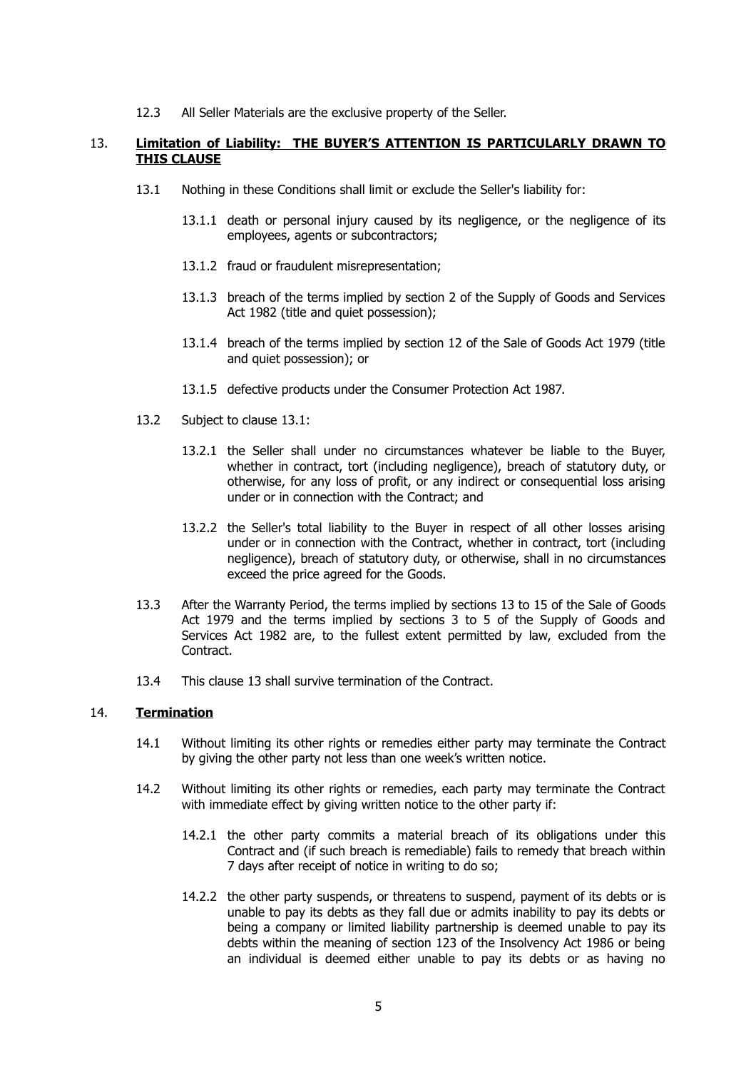12.3 All Seller Materials are the exclusive property of the Seller.

## 13. **Limitation of Liability: THE BUYER'S ATTENTION IS PARTICULARLY DRAWN TO THIS CLAUSE**

13.1 Nothing in these Conditions shall limit or exclude the Seller's liability for:

13.1.1 death or personal injury caused by its negligence, or the negligence of its employees, agents or subcontractors;

13.1.2 fraud or fraudulent misrepresentation;

13.1.3 breach of the terms implied by section 2 of the Supply of Goods and Services Act 1982 (title and quiet possession);

13.1.4 breach of the terms implied by section 12 of the Sale of Goods Act 1979 (title and quiet possession); or

13.1.5 defective products under the Consumer Protection Act 1987.

13.2 Subject to clause 13.1:

13.2.1 the Seller shall under no circumstances whatever be liable to the Buyer, whether in contract, tort (including negligence), breach of statutory duty, or otherwise, for any loss of profit, or any indirect or consequential loss arising under or in connection with the Contract; and

13.2.2 the Seller's total liability to the Buyer in respect of all other losses arising under or in connection with the Contract, whether in contract, tort (including negligence), breach of statutory duty, or otherwise, shall in no circumstances exceed the price agreed for the Goods.

13.3 After the Warranty Period, the terms implied by sections 13 to 15 of the Sale of Goods Act 1979 and the terms implied by sections 3 to 5 of the Supply of Goods and Services Act 1982 are, to the fullest extent permitted by law, excluded from the Contract.

13.4 This clause 13 shall survive termination of the Contract.

## 14. **Termination**

14.1 Without limiting its other rights or remedies either party may terminate the Contract by giving the other party not less than one week's written notice.

14.2 Without limiting its other rights or remedies, each party may terminate the Contract with immediate effect by giving written notice to the other party if:

14.2.1 the other party commits a material breach of its obligations under this Contract and (if such breach is remediable) fails to remedy that breach within 7 days after receipt of notice in writing to do so;

14.2.2 the other party suspends, or threatens to suspend, payment of its debts or is unable to pay its debts as they fall due or admits inability to pay its debts or being a company or limited liability partnership is deemed unable to pay its debts within the meaning of section 123 of the Insolvency Act 1986 or being an individual is deemed either unable to pay its debts or as having no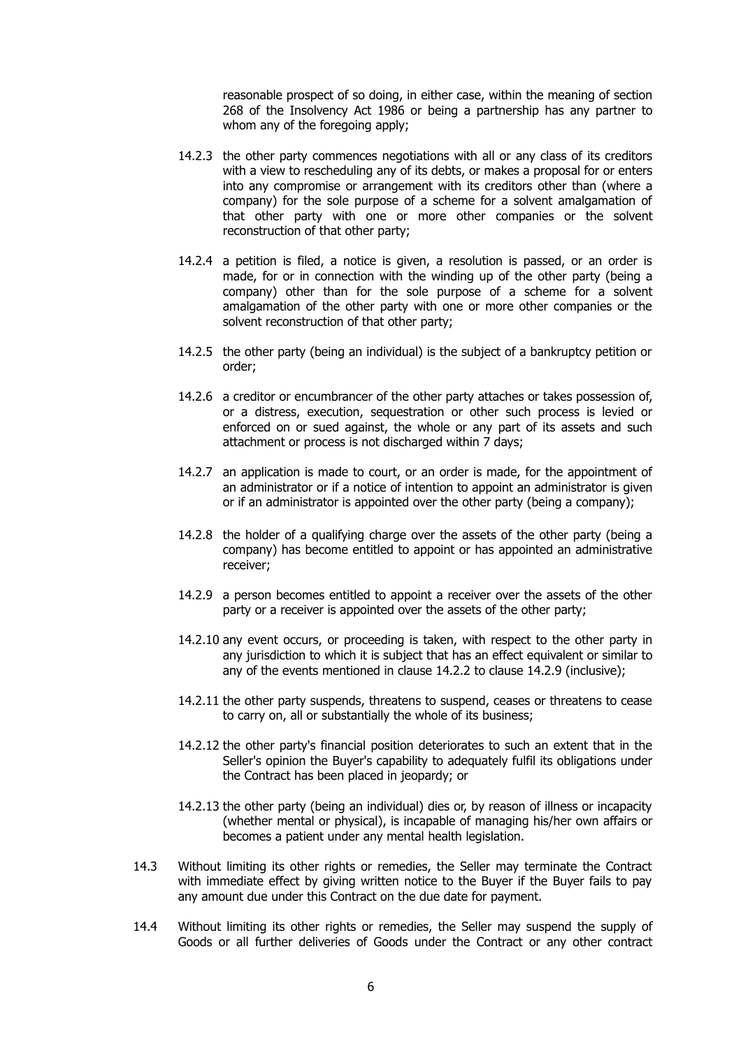reasonable prospect of so doing, in either case, within the meaning of section 268 of the Insolvency Act 1986 or being a partnership has any partner to whom any of the foregoing apply;

14.2.3 the other party commences negotiations with all or any class of its creditors with a view to rescheduling any of its debts, or makes a proposal for or enters into any compromise or arrangement with its creditors other than (where a company) for the sole purpose of a scheme for a solvent amalgamation of that other party with one or more other companies or the solvent reconstruction of that other party;

14.2.4 a petition is filed, a notice is given, a resolution is passed, or an order is made, for or in connection with the winding up of the other party (being a company) other than for the sole purpose of a scheme for a solvent amalgamation of the other party with one or more other companies or the solvent reconstruction of that other party;

14.2.5 the other party (being an individual) is the subject of a bankruptcy petition or order;

14.2.6 a creditor or encumbrancer of the other party attaches or takes possession of, or a distress, execution, sequestration or other such process is levied or enforced on or sued against, the whole or any part of its assets and such attachment or process is not discharged within 7 days;

14.2.7 an application is made to court, or an order is made, for the appointment of an administrator or if a notice of intention to appoint an administrator is given or if an administrator is appointed over the other party (being a company);

14.2.8 the holder of a qualifying charge over the assets of the other party (being a company) has become entitled to appoint or has appointed an administrative receiver;

14.2.9 a person becomes entitled to appoint a receiver over the assets of the other party or a receiver is appointed over the assets of the other party;

14.2.10 any event occurs, or proceeding is taken, with respect to the other party in any jurisdiction to which it is subject that has an effect equivalent or similar to any of the events mentioned in clause 14.2.2 to clause 14.2.9 (inclusive);

14.2.11 the other party suspends, threatens to suspend, ceases or threatens to cease to carry on, all or substantially the whole of its business;

14.2.12 the other party's financial position deteriorates to such an extent that in the Seller's opinion the Buyer's capability to adequately fulfil its obligations under the Contract has been placed in jeopardy; or

14.2.13 the other party (being an individual) dies or, by reason of illness or incapacity (whether mental or physical), is incapable of managing his/her own affairs or becomes a patient under any mental health legislation.

14.3 Without limiting its other rights or remedies, the Seller may terminate the Contract with immediate effect by giving written notice to the Buyer if the Buyer fails to pay any amount due under this Contract on the due date for payment.

14.4 Without limiting its other rights or remedies, the Seller may suspend the supply of Goods or all further deliveries of Goods under the Contract or any other contract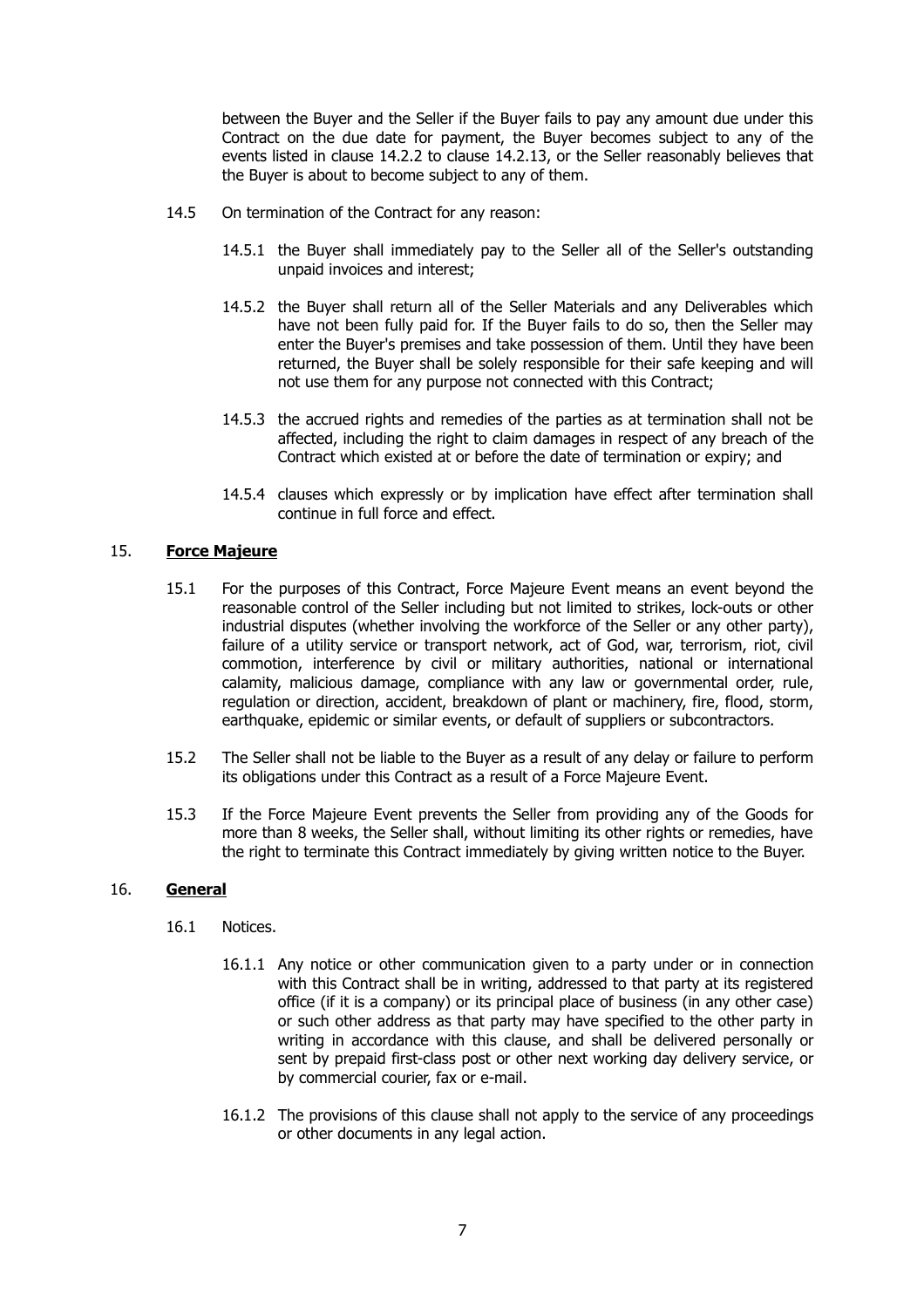between the Buyer and the Seller if the Buyer fails to pay any amount due under this Contract on the due date for payment, the Buyer becomes subject to any of the events listed in clause 14.2.2 to clause 14.2.13, or the Seller reasonably believes that the Buyer is about to become subject to any of them.

14.5 On termination of the Contract for any reason:

14.5.1 the Buyer shall immediately pay to the Seller all of the Seller's outstanding unpaid invoices and interest;

14.5.2 the Buyer shall return all of the Seller Materials and any Deliverables which have not been fully paid for. If the Buyer fails to do so, then the Seller may enter the Buyer's premises and take possession of them. Until they have been returned, the Buyer shall be solely responsible for their safe keeping and will not use them for any purpose not connected with this Contract;

14.5.3 the accrued rights and remedies of the parties as at termination shall not be affected, including the right to claim damages in respect of any breach of the Contract which existed at or before the date of termination or expiry; and

14.5.4 clauses which expressly or by implication have effect after termination shall continue in full force and effect.

## 15. **Force Majeure**

15.1 For the purposes of this Contract, Force Majeure Event means an event beyond the reasonable control of the Seller including but not limited to strikes, lock-outs or other industrial disputes (whether involving the workforce of the Seller or any other party), failure of a utility service or transport network, act of God, war, terrorism, riot, civil commotion, interference by civil or military authorities, national or international calamity, malicious damage, compliance with any law or governmental order, rule, regulation or direction, accident, breakdown of plant or machinery, fire, flood, storm, earthquake, epidemic or similar events, or default of suppliers or subcontractors.

15.2 The Seller shall not be liable to the Buyer as a result of any delay or failure to perform its obligations under this Contract as a result of a Force Majeure Event.

15.3 If the Force Majeure Event prevents the Seller from providing any of the Goods for more than 8 weeks, the Seller shall, without limiting its other rights or remedies, have the right to terminate this Contract immediately by giving written notice to the Buyer.

## 16. **General**

16.1 Notices.

16.1.1 Any notice or other communication given to a party under or in connection with this Contract shall be in writing, addressed to that party at its registered office (if it is a company) or its principal place of business (in any other case) or such other address as that party may have specified to the other party in writing in accordance with this clause, and shall be delivered personally or sent by prepaid first-class post or other next working day delivery service, or by commercial courier, fax or e-mail.

16.1.2 The provisions of this clause shall not apply to the service of any proceedings or other documents in any legal action.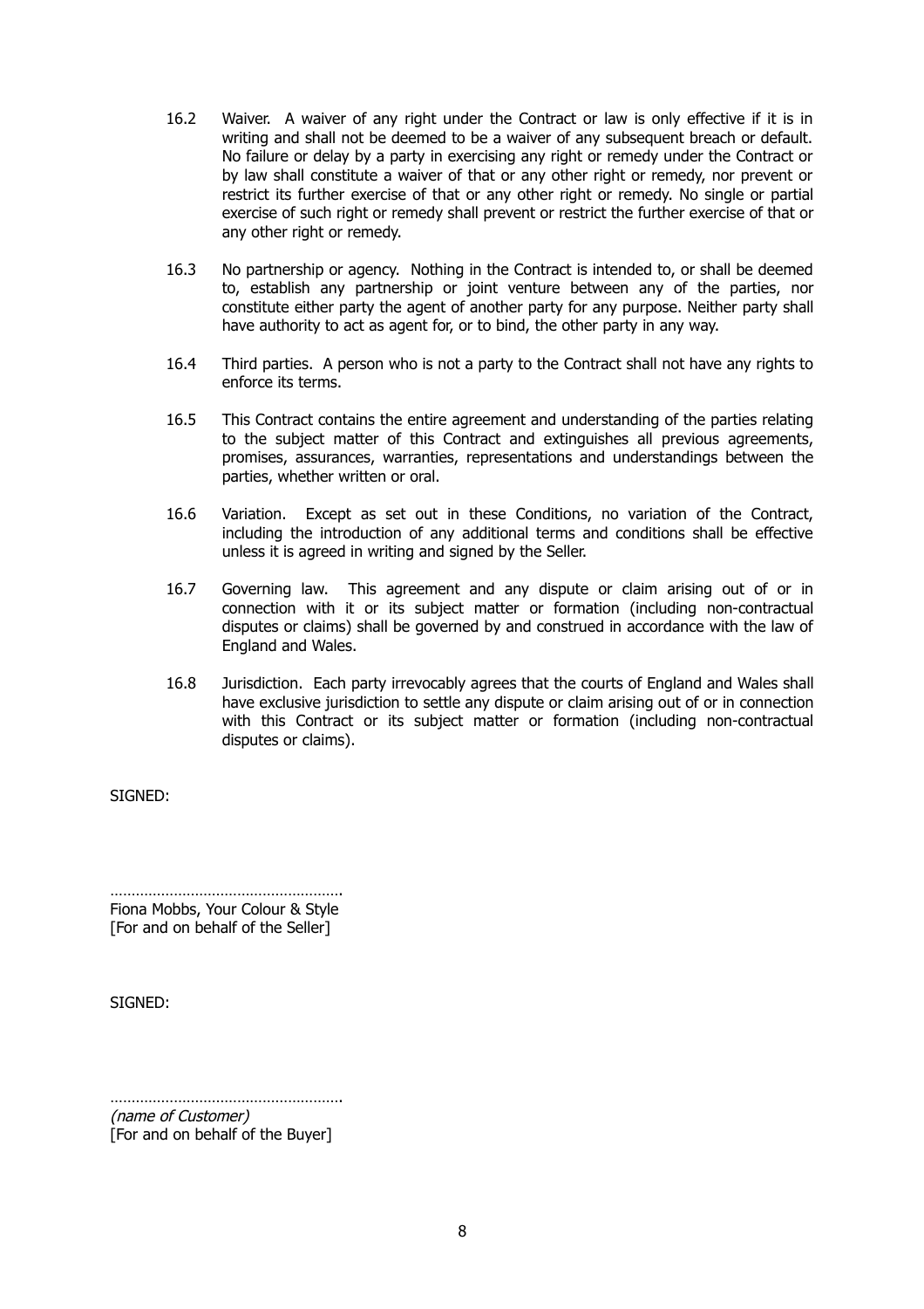16.2 Waiver. A waiver of any right under the Contract or law is only effective if it is in writing and shall not be deemed to be a waiver of any subsequent breach or default. No failure or delay by a party in exercising any right or remedy under the Contract or by law shall constitute a waiver of that or any other right or remedy, nor prevent or restrict its further exercise of that or any other right or remedy. No single or partial exercise of such right or remedy shall prevent or restrict the further exercise of that or any other right or remedy.

16.3 No partnership or agency. Nothing in the Contract is intended to, or shall be deemed to, establish any partnership or joint venture between any of the parties, nor constitute either party the agent of another party for any purpose. Neither party shall have authority to act as agent for, or to bind, the other party in any way.

16.4 Third parties. A person who is not a party to the Contract shall not have any rights to enforce its terms.

16.5 This Contract contains the entire agreement and understanding of the parties relating to the subject matter of this Contract and extinguishes all previous agreements, promises, assurances, warranties, representations and understandings between the parties, whether written or oral.

16.6 Variation. Except as set out in these Conditions, no variation of the Contract, including the introduction of any additional terms and conditions shall be effective unless it is agreed in writing and signed by the Seller.

16.7 Governing law. This agreement and any dispute or claim arising out of or in connection with it or its subject matter or formation (including non-contractual disputes or claims) shall be governed by and construed in accordance with the law of England and Wales.

16.8 Jurisdiction. Each party irrevocably agrees that the courts of England and Wales shall have exclusive jurisdiction to settle any dispute or claim arising out of or in connection with this Contract or its subject matter or formation (including non-contractual disputes or claims).

SIGNED:

……………………………………………….
Fiona Mobbs, Your Colour & Style
[For and on behalf of the Seller]

SIGNED:

……………………………………………….
*(name of Customer)*
[For and on behalf of the Buyer]